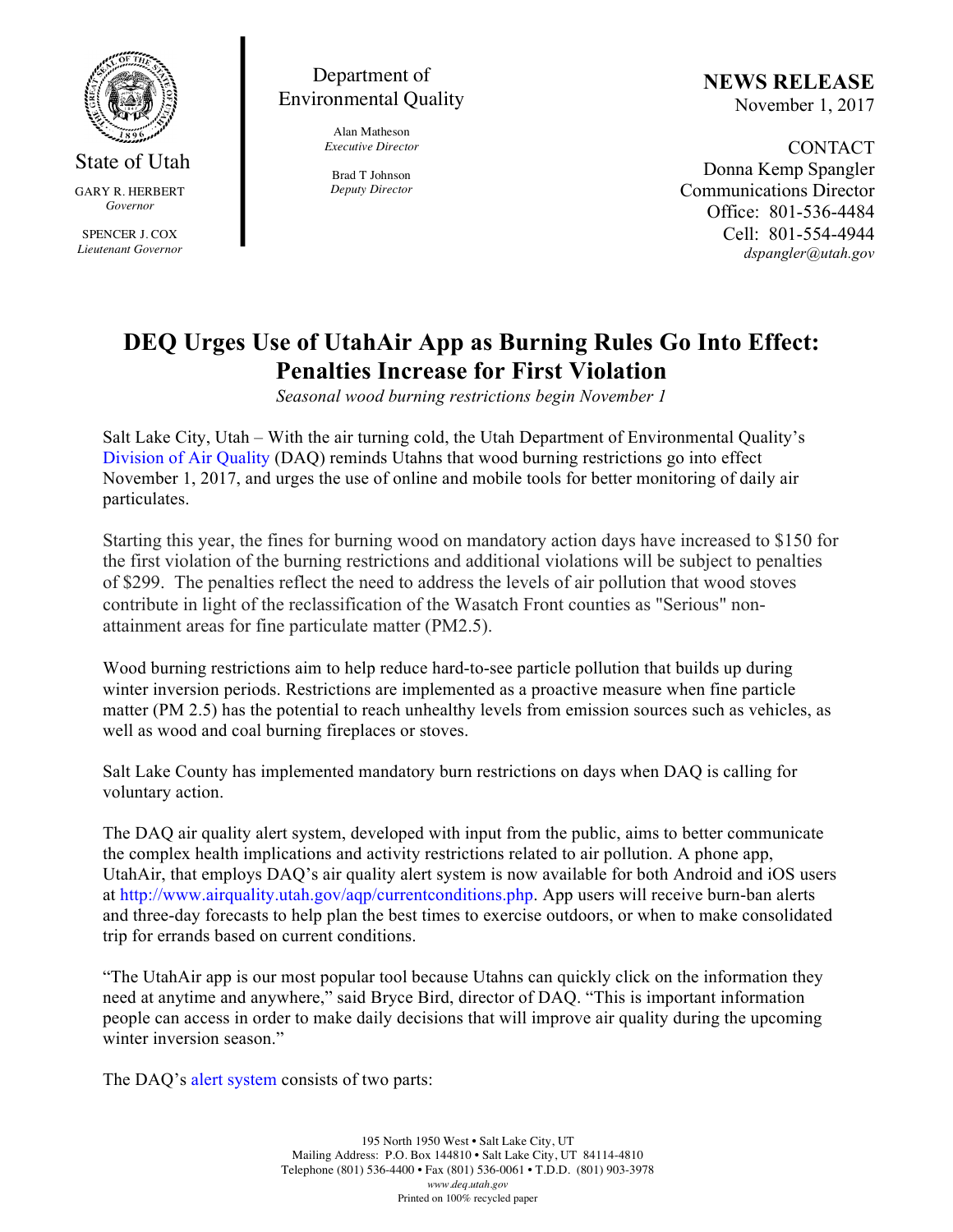State of Utah

GARY R. HERBERT
*Governor*

SPENCER J. COX
*Lieutenant Governor*

Department of Environmental Quality

Alan Matheson
*Executive Director*

Brad T Johnson
*Deputy Director*

**NEWS RELEASE**
November 1, 2017

CONTACT
Donna Kemp Spangler
Communications Director
Office: 801-536-4484
Cell: 801-554-4944
*dspangler@utah.gov*

# DEQ Urges Use of UtahAir App as Burning Rules Go Into Effect: Penalties Increase for First Violation

*Seasonal wood burning restrictions begin November 1*

Salt Lake City, Utah – With the air turning cold, the Utah Department of Environmental Quality's Division of Air Quality (DAQ) reminds Utahns that wood burning restrictions go into effect November 1, 2017, and urges the use of online and mobile tools for better monitoring of daily air particulates.

Starting this year, the fines for burning wood on mandatory action days have increased to $150 for the first violation of the burning restrictions and additional violations will be subject to penalties of $299. The penalties reflect the need to address the levels of air pollution that wood stoves contribute in light of the reclassification of the Wasatch Front counties as "Serious" non-attainment areas for fine particulate matter (PM2.5).

Wood burning restrictions aim to help reduce hard-to-see particle pollution that builds up during winter inversion periods. Restrictions are implemented as a proactive measure when fine particle matter (PM 2.5) has the potential to reach unhealthy levels from emission sources such as vehicles, as well as wood and coal burning fireplaces or stoves.

Salt Lake County has implemented mandatory burn restrictions on days when DAQ is calling for voluntary action.

The DAQ air quality alert system, developed with input from the public, aims to better communicate the complex health implications and activity restrictions related to air pollution. A phone app, UtahAir, that employs DAQ's air quality alert system is now available for both Android and iOS users at http://www.airquality.utah.gov/aqp/currentconditions.php. App users will receive burn-ban alerts and three-day forecasts to help plan the best times to exercise outdoors, or when to make consolidated trip for errands based on current conditions.

"The UtahAir app is our most popular tool because Utahns can quickly click on the information they need at anytime and anywhere," said Bryce Bird, director of DAQ. "This is important information people can access in order to make daily decisions that will improve air quality during the upcoming winter inversion season."

The DAQ's alert system consists of two parts:

195 North 1950 West • Salt Lake City, UT
Mailing Address: P.O. Box 144810 • Salt Lake City, UT 84114-4810
Telephone (801) 536-4400 • Fax (801) 536-0061 • T.D.D. (801) 903-3978
*www.deq.utah.gov*
Printed on 100% recycled paper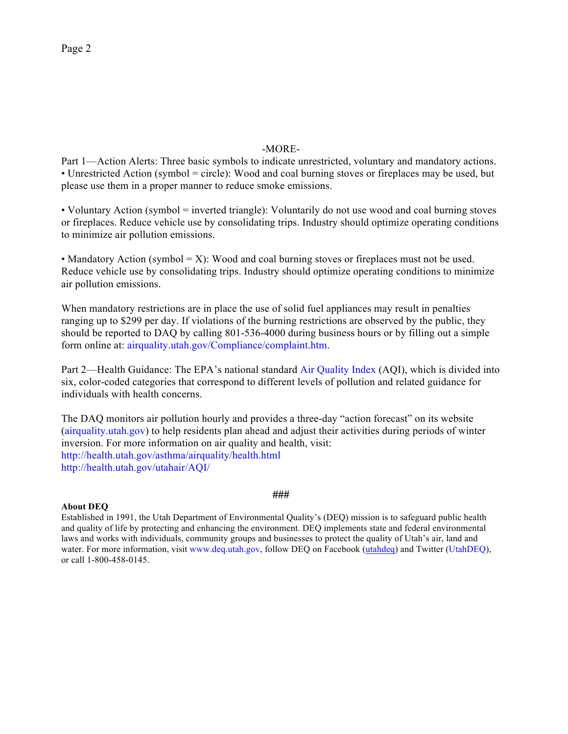-MORE-

Part 1—Action Alerts: Three basic symbols to indicate unrestricted, voluntary and mandatory actions.

- Unrestricted Action (symbol = circle): Wood and coal burning stoves or fireplaces may be used, but please use them in a proper manner to reduce smoke emissions.

- Voluntary Action (symbol = inverted triangle): Voluntarily do not use wood and coal burning stoves or fireplaces. Reduce vehicle use by consolidating trips. Industry should optimize operating conditions to minimize air pollution emissions.

- Mandatory Action (symbol = X): Wood and coal burning stoves or fireplaces must not be used. Reduce vehicle use by consolidating trips. Industry should optimize operating conditions to minimize air pollution emissions.

When mandatory restrictions are in place the use of solid fuel appliances may result in penalties ranging up to $299 per day. If violations of the burning restrictions are observed by the public, they should be reported to DAQ by calling 801-536-4000 during business hours or by filling out a simple form online at: airquality.utah.gov/Compliance/complaint.htm.

Part 2—Health Guidance: The EPA's national standard Air Quality Index (AQI), which is divided into six, color-coded categories that correspond to different levels of pollution and related guidance for individuals with health concerns.

The DAQ monitors air pollution hourly and provides a three-day "action forecast" on its website (airquality.utah.gov) to help residents plan ahead and adjust their activities during periods of winter inversion. For more information on air quality and health, visit:
http://health.utah.gov/asthma/airquality/health.html
http://health.utah.gov/utahair/AQI/

###

**About DEQ**

Established in 1991, the Utah Department of Environmental Quality's (DEQ) mission is to safeguard public health and quality of life by protecting and enhancing the environment. DEQ implements state and federal environmental laws and works with individuals, community groups and businesses to protect the quality of Utah's air, land and water. For more information, visit www.deq.utah.gov, follow DEQ on Facebook (utahdeq) and Twitter (UtahDEQ), or call 1-800-458-0145.